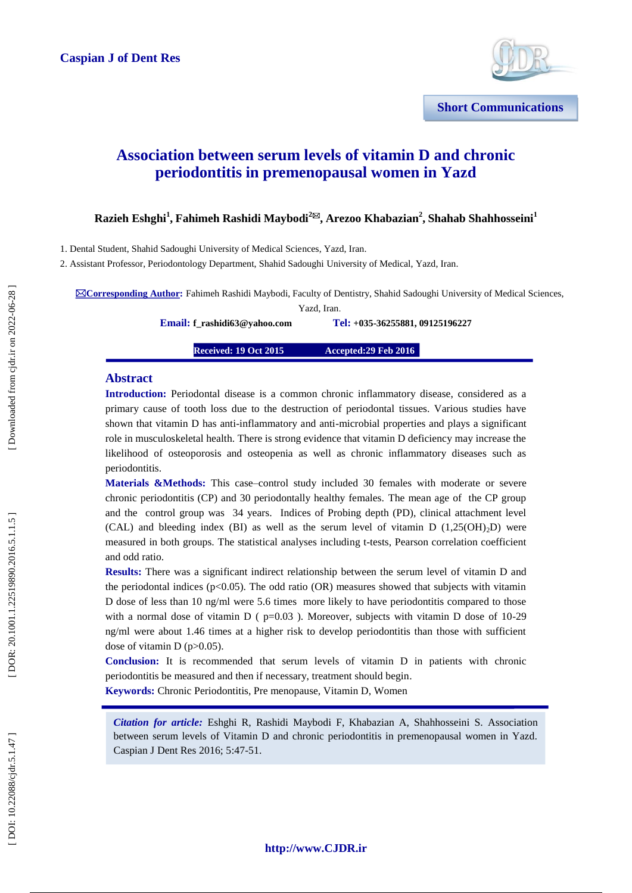Caspian J of Dent Res

Short Communications

# Association between serum levels of vitamin D and chronic periodontitis in premenopausal women in Yazd

**Razieh Eshghi[1], Fahimeh Rashidi Maybodi[2✉], Arezoo Khabazian[2], Shahab Shahhosseini[1]**

1. Dental Student, Shahid Sadoughi University of Medical Sciences, Yazd, Iran.
2. Assistant Professor, Periodontology Department, Shahid Sadoughi University of Medical, Yazd, Iran.

✉**Corresponding Author:** Fahimeh Rashidi Maybodi, Faculty of Dentistry, Shahid Sadoughi University of Medical Sciences, Yazd, Iran.

**Email: f_rashidi63@yahoo.com** **Tel: +035-36255881, 09125196227**

**Received: 19 Oct 2015** **Accepted:29 Feb 2016**

## Abstract

**Introduction:** Periodontal disease is a common chronic inflammatory disease, considered as a primary cause of tooth loss due to the destruction of periodontal tissues. Various studies have shown that vitamin D has anti-inflammatory and anti-microbial properties and plays a significant role in musculoskeletal health. There is strong evidence that vitamin D deficiency may increase the likelihood of osteoporosis and osteopenia as well as chronic inflammatory diseases such as periodontitis.

**Materials &Methods:** This case–control study included 30 females with moderate or severe chronic periodontitis (CP) and 30 periodontally healthy females. The mean age of the CP group and the control group was 34 years. Indices of Probing depth (PD), clinical attachment level (CAL) and bleeding index (BI) as well as the serum level of vitamin D ($1,25(OH)_2D$) were measured in both groups. The statistical analyses including t-tests, Pearson correlation coefficient and odd ratio.

**Results:** There was a significant indirect relationship between the serum level of vitamin D and the periodontal indices ($p<0.05$). The odd ratio (OR) measures showed that subjects with vitamin D dose of less than 10 ng/ml were 5.6 times more likely to have periodontitis compared to those with a normal dose of vitamin D ( $p=0.03$ ). Moreover, subjects with vitamin D dose of 10-29 ng/ml were about 1.46 times at a higher risk to develop periodontitis than those with sufficient dose of vitamin D ($p>0.05$).

**Conclusion:** It is recommended that serum levels of vitamin D in patients with chronic periodontitis be measured and then if necessary, treatment should begin.

**Keywords:** Chronic Periodontitis, Pre menopause, Vitamin D, Women

*Citation for article:* Eshghi R, Rashidi Maybodi F, Khabazian A, Shahhosseini S. Association between serum levels of Vitamin D and chronic periodontitis in premenopausal women in Yazd. Caspian J Dent Res 2016; 5:47-51.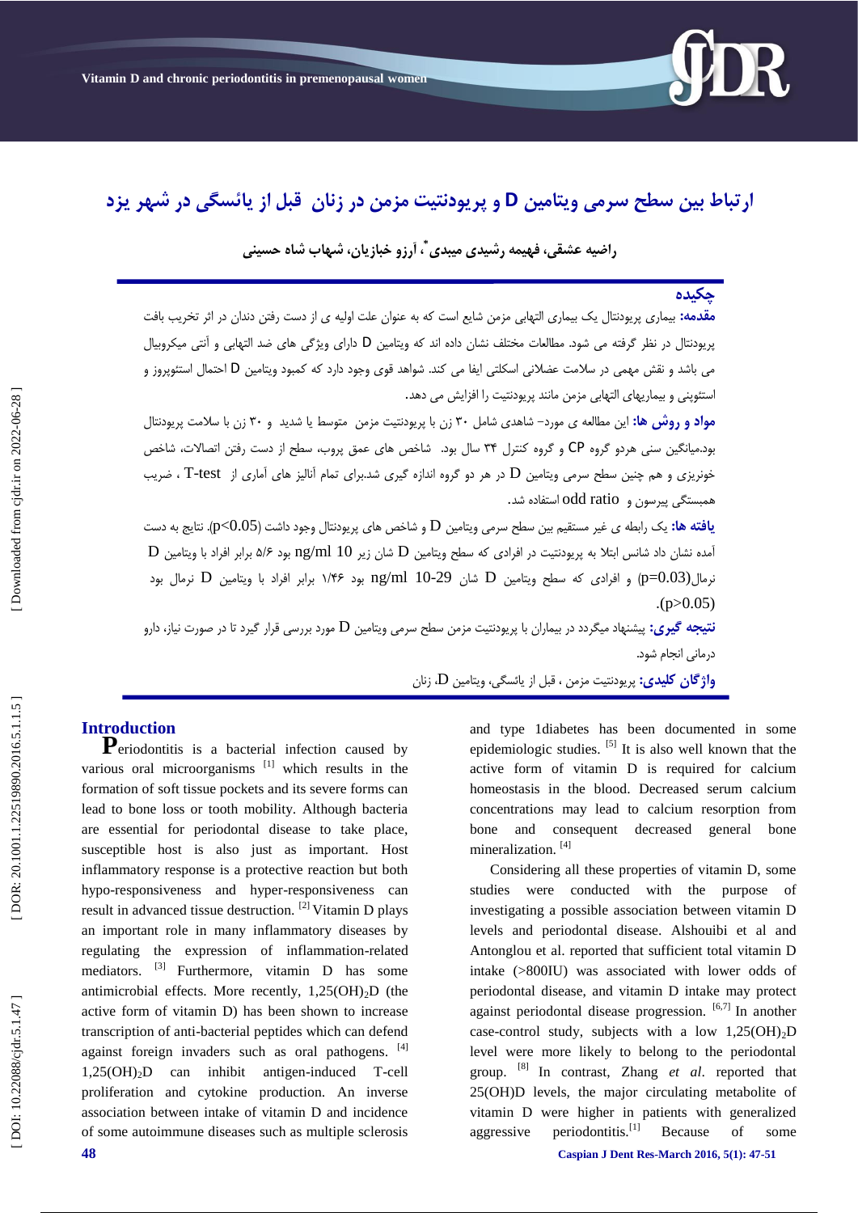# ارتباط بین سطح سرمی ویتامین D و پریودنتیت مزمن در زنان قبل از یائسگی در شهر یزد

**راضیه عشقی، فهیمه رشیدی میبدی، آرزو خبازیان\*، شهاب شاه حسینی**

## چکیده

**مقدمه:** بیماری پریودنتال یک بیماری التهابی مزمن شایع است که به عنوان علت اولیه ی از دست رفتن دندان در اثر تخریب بافت پریودنتال در نظر گرفته می شود. مطالعات مختلف نشان داده اند که ویتامین D دارای ویژگی های ضد التهابی و آنتی میکروبیال می باشد و نقش مهمی در سلامت عضلانی اسکلتی ایفا می کند. شواهد قوی وجود دارد که کمبود ویتامین D احتمال استئوپروز و استئوپنی و بیماریهای التهابی مزمن مانند پریودنتیت را افزایش می دهد.

**مواد و روش ها:** این مطالعه ی مورد- شاهدی شامل ۳۰ زن با پریودنتیت مزمن متوسط یا شدید و ۳۰ زن با سلامت پریودنتال بود.میانگین سنی هردو گروه CP و گروه کنترل ۳۴ سال بود. شاخص های عمق پروب، سطح از دست رفتن اتصالات، شاخص خونریزی و هم چنین سطح سرمی ویتامین D در هر دو گروه اندازه گیری شد.برای تمام آنالیز های آماری از T-test ، ضریب همبستگی پیرسون و odd ratio استفاده شد.

**یافته ها:** یک رابطه ی غیر مستقیم بین سطح سرمی ویتامین D و شاخص های پریودنتال وجود داشت ($p<0.05$). نتایج به دست آمده نشان داد شانس ابتلا به پریودنتیت در افرادی که سطح ویتامین D شان زیر 10 ng/ml بود ۵/۶ برابر افراد با ویتامین D نرمال($p=0.03$) و افرادی که سطح ویتامین D شان 10-29 ng/ml بود ۱/۴۶ برابر افراد با ویتامین D نرمال بود ($p>0.05$).

**نتیجه گیری:** پیشنهاد میگردد در بیماران با پریودنتیت مزمن سطح سرمی ویتامین D مورد بررسی قرار گیرد تا در صورت نیاز، دارو درمانی انجام شود.

**واژگان کلیدی:** پریودنتیت مزمن ، قبل از یائسگی، ویتامین D، زنان

## Introduction

Periodontitis is a bacterial infection caused by various oral microorganisms [1] which results in the formation of soft tissue pockets and its severe forms can lead to bone loss or tooth mobility. Although bacteria are essential for periodontal disease to take place, susceptible host is also just as important. Host inflammatory response is a protective reaction but both hypo-responsiveness and hyper-responsiveness can result in advanced tissue destruction. [2] Vitamin D plays an important role in many inflammatory diseases by regulating the expression of inflammation-related mediators. [3] Furthermore, vitamin D has some antimicrobial effects. More recently, $1,25(OH)_2D$ (the active form of vitamin D) has been shown to increase transcription of anti-bacterial peptides which can defend against foreign invaders such as oral pathogens. [4] $1,25(OH)_2D$ can inhibit antigen-induced T-cell proliferation and cytokine production. An inverse association between intake of vitamin D and incidence of some autoimmune diseases such as multiple sclerosis and type 1diabetes has been documented in some epidemiologic studies. [5] It is also well known that the active form of vitamin D is required for calcium homeostasis in the blood. Decreased serum calcium concentrations may lead to calcium resorption from bone and consequent decreased general bone mineralization. [4]

Considering all these properties of vitamin D, some studies were conducted with the purpose of investigating a possible association between vitamin D levels and periodontal disease. Alshouibi et al and Antonglou et al. reported that sufficient total vitamin D intake (>800IU) was associated with lower odds of periodontal disease, and vitamin D intake may protect against periodontal disease progression. [6,7] In another case-control study, subjects with a low $1,25(OH)_2D$ level were more likely to belong to the periodontal group. [8] In contrast, Zhang *et al*. reported that 25(OH)D levels, the major circulating metabolite of vitamin D were higher in patients with generalized aggressive periodontitis.[1] Because of some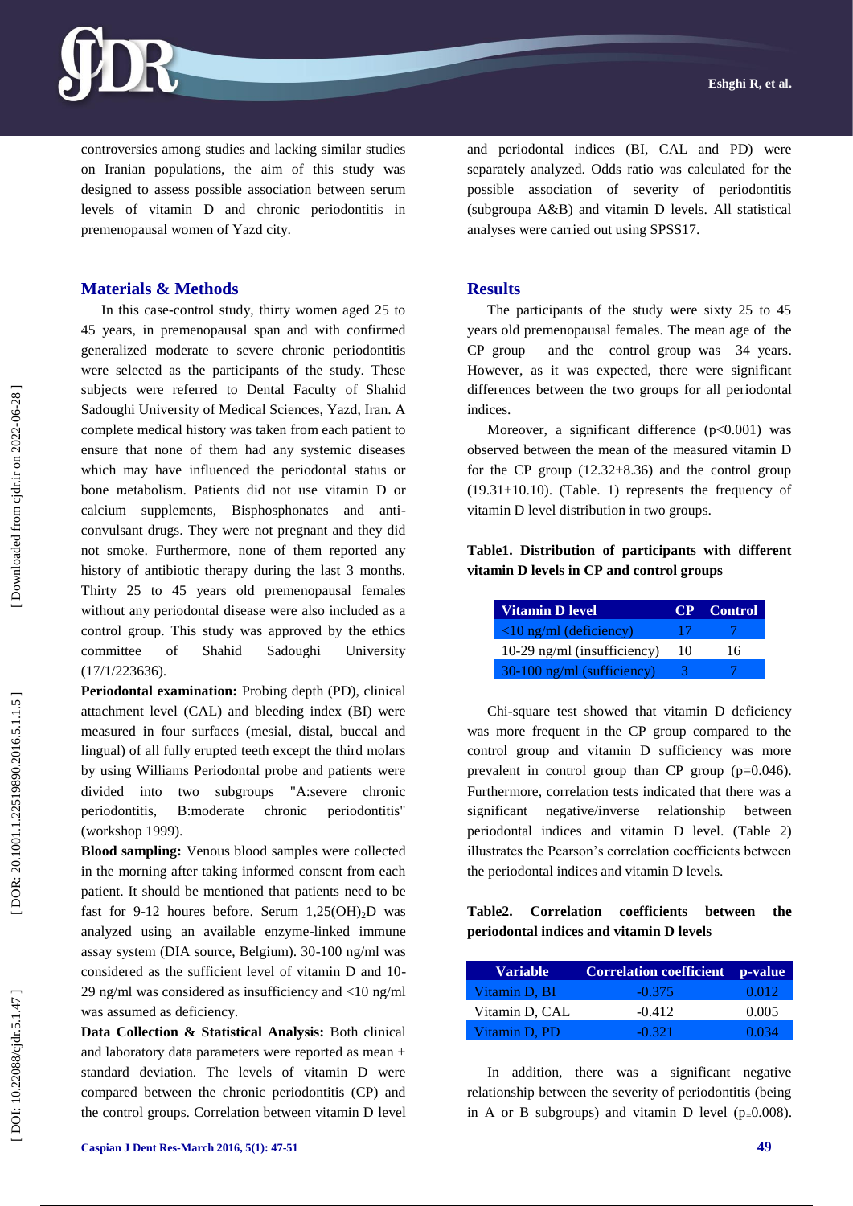controversies among studies and lacking similar studies on Iranian populations, the aim of this study was designed to assess possible association between serum levels of vitamin D and chronic periodontitis in premenopausal women of Yazd city.

## Materials & Methods

In this case-control study, thirty women aged 25 to 45 years, in premenopausal span and with confirmed generalized moderate to severe chronic periodontitis were selected as the participants of the study. These subjects were referred to Dental Faculty of Shahid Sadoughi University of Medical Sciences, Yazd, Iran. A complete medical history was taken from each patient to ensure that none of them had any systemic diseases which may have influenced the periodontal status or bone metabolism. Patients did not use vitamin D or calcium supplements, Bisphosphonates and anti-convulsant drugs. They were not pregnant and they did not smoke. Furthermore, none of them reported any history of antibiotic therapy during the last 3 months. Thirty 25 to 45 years old premenopausal females without any periodontal disease were also included as a control group. This study was approved by the ethics committee of Shahid Sadoughi University (17/1/223636).

**Periodontal examination:** Probing depth (PD), clinical attachment level (CAL) and bleeding index (BI) were measured in four surfaces (mesial, distal, buccal and lingual) of all fully erupted teeth except the third molars by using Williams Periodontal probe and patients were divided into two subgroups "A:severe chronic periodontitis, B:moderate chronic periodontitis" (workshop 1999).

**Blood sampling:** Venous blood samples were collected in the morning after taking informed consent from each patient. It should be mentioned that patients need to be fast for 9-12 houres before. Serum $1,25(OH)_2D$ was analyzed using an available enzyme-linked immune assay system (DIA source, Belgium). 30-100 ng/ml was considered as the sufficient level of vitamin D and 10-29 ng/ml was considered as insufficiency and <10 ng/ml was assumed as deficiency.

**Data Collection & Statistical Analysis:** Both clinical and laboratory data parameters were reported as mean ± standard deviation. The levels of vitamin D were compared between the chronic periodontitis (CP) and the control groups. Correlation between vitamin D level and periodontal indices (BI, CAL and PD) were separately analyzed. Odds ratio was calculated for the possible association of severity of periodontitis (subgroupa A&B) and vitamin D levels. All statistical analyses were carried out using SPSS17.

## Results

The participants of the study were sixty 25 to 45 years old premenopausal females. The mean age of the CP group and the control group was 34 years. However, as it was expected, there were significant differences between the two groups for all periodontal indices.

Moreover, a significant difference (p<0.001) was observed between the mean of the measured vitamin D for the CP group (12.32±8.36) and the control group (19.31±10.10). (Table. 1) represents the frequency of vitamin D level distribution in two groups.

**Table1. Distribution of participants with different vitamin D levels in CP and control groups**

| Vitamin D level | CP | Control |
|---|---|---|
| <10 ng/ml (deficiency) | 17 | 7 |
| 10-29 ng/ml (insufficiency) | 10 | 16 |
| 30-100 ng/ml (sufficiency) | 3 | 7 |

Chi-square test showed that vitamin D deficiency was more frequent in the CP group compared to the control group and vitamin D sufficiency was more prevalent in control group than CP group (p=0.046). Furthermore, correlation tests indicated that there was a significant negative/inverse relationship between periodontal indices and vitamin D level. (Table 2) illustrates the Pearson's correlation coefficients between the periodontal indices and vitamin D levels.

**Table2. Correlation coefficients between the periodontal indices and vitamin D levels**

| Variable | Correlation coefficient | p-value |
|---|---|---|
| Vitamin D, BI | -0.375 | 0.012 |
| Vitamin D, CAL | -0.412 | 0.005 |
| Vitamin D, PD | -0.321 | 0.034 |

In addition, there was a significant negative relationship between the severity of periodontitis (being in A or B subgroups) and vitamin D level (p=0.008).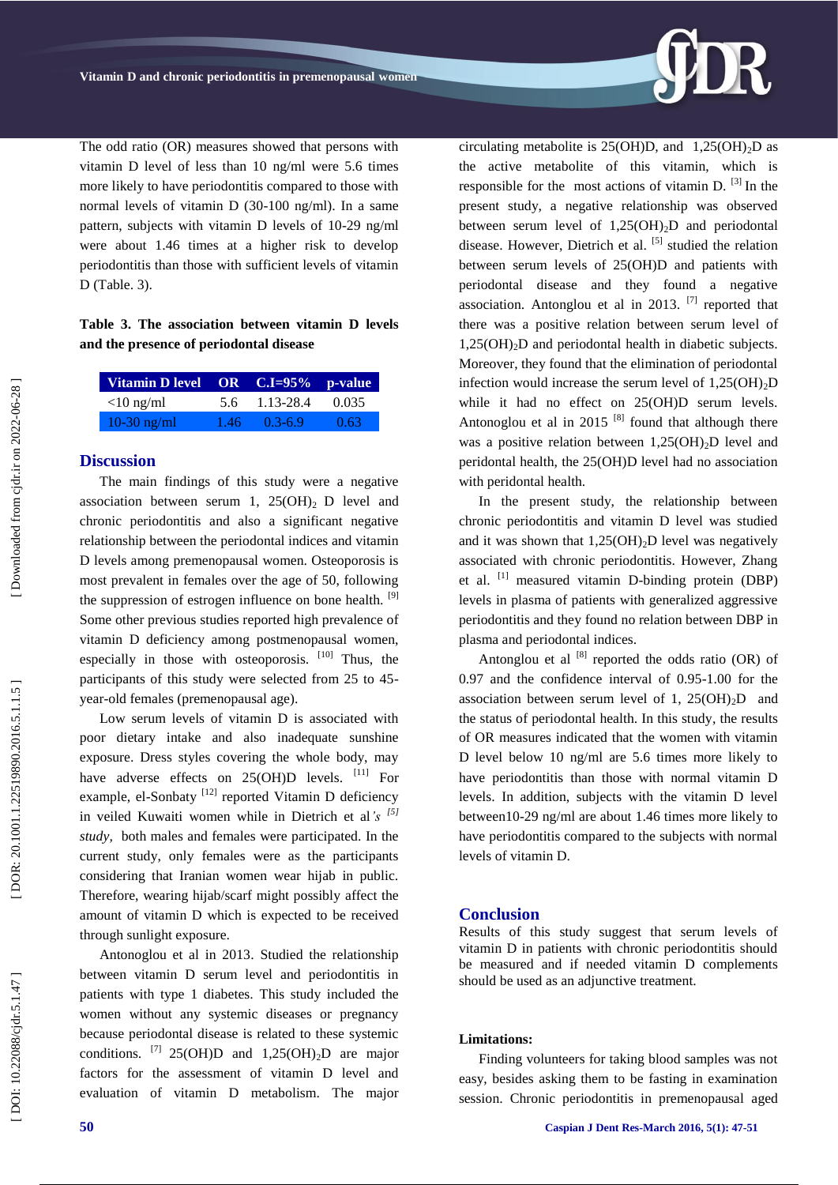The odd ratio (OR) measures showed that persons with vitamin D level of less than 10 ng/ml were 5.6 times more likely to have periodontitis compared to those with normal levels of vitamin D (30-100 ng/ml). In a same pattern, subjects with vitamin D levels of 10-29 ng/ml were about 1.46 times at a higher risk to develop periodontitis than those with sufficient levels of vitamin D (Table. 3).

**Table 3. The association between vitamin D levels and the presence of periodontal disease**

| Vitamin D level | OR | C.I=95% | p-value |
|---|---|---|---|
| <10 ng/ml | 5.6 | 1.13-28.4 | 0.035 |
| 10-30 ng/ml | 1.46 | 0.3-6.9 | 0.63 |

## Discussion

The main findings of this study were a negative association between serum 1, $25(OH)_2$ D level and chronic periodontitis and also a significant negative relationship between the periodontal indices and vitamin D levels among premenopausal women. Osteoporosis is most prevalent in females over the age of 50, following the suppression of estrogen influence on bone health. [9] Some other previous studies reported high prevalence of vitamin D deficiency among postmenopausal women, especially in those with osteoporosis. [10] Thus, the participants of this study were selected from 25 to 45-year-old females (premenopausal age).

Low serum levels of vitamin D is associated with poor dietary intake and also inadequate sunshine exposure. Dress styles covering the whole body, may have adverse effects on 25(OH)D levels. [11] For example, el-Sonbaty [12] reported Vitamin D deficiency in veiled Kuwaiti women while in Dietrich et al*'s* [5] *study,* both males and females were participated. In the current study, only females were as the participants considering that Iranian women wear hijab in public. Therefore, wearing hijab/scarf might possibly affect the amount of vitamin D which is expected to be received through sunlight exposure.

Antonglou et al in 2013. Studied the relationship between vitamin D serum level and periodontitis in patients with type 1 diabetes. This study included the women without any systemic diseases or pregnancy because periodontal disease is related to these systemic conditions. [7] 25(OH)D and $1,25(OH)_2D$ are major factors for the assessment of vitamin D level and evaluation of vitamin D metabolism. The major circulating metabolite is 25(OH)D, and $1,25(OH)_2D$ as the active metabolite of this vitamin, which is responsible for the most actions of vitamin D. [3] In the present study, a negative relationship was observed between serum level of $1,25(OH)_2D$ and periodontal disease. However, Dietrich et al. [5] studied the relation between serum levels of 25(OH)D and patients with periodontal disease and they found a negative association. Antonglou et al in 2013. [7] reported that there was a positive relation between serum level of $1,25(OH)_2D$ and periodontal health in diabetic subjects. Moreover, they found that the elimination of periodontal infection would increase the serum level of $1,25(OH)_2D$ while it had no effect on 25(OH)D serum levels. Antonoglou et al in 2015 [8] found that although there was a positive relation between $1,25(OH)_2D$ level and peridontal health, the 25(OH)D level had no association with peridontal health.

In the present study, the relationship between chronic periodontitis and vitamin D level was studied and it was shown that $1,25(OH)_2D$ level was negatively associated with chronic periodontitis. However, Zhang et al. [1] measured vitamin D-binding protein (DBP) levels in plasma of patients with generalized aggressive periodontitis and they found no relation between DBP in plasma and periodontal indices.

Antonglou et al [8] reported the odds ratio (OR) of 0.97 and the confidence interval of 0.95-1.00 for the association between serum level of 1, $25(OH)_2D$ and the status of periodontal health. In this study, the results of OR measures indicated that the women with vitamin D level below 10 ng/ml are 5.6 times more likely to have periodontitis than those with normal vitamin D levels. In addition, subjects with the vitamin D level between10-29 ng/ml are about 1.46 times more likely to have periodontitis compared to the subjects with normal levels of vitamin D.

## Conclusion

Results of this study suggest that serum levels of vitamin D in patients with chronic periodontitis should be measured and if needed vitamin D complements should be used as an adjunctive treatment.

### Limitations:

Finding volunteers for taking blood samples was not easy, besides asking them to be fasting in examination session. Chronic periodontitis in premenopausal aged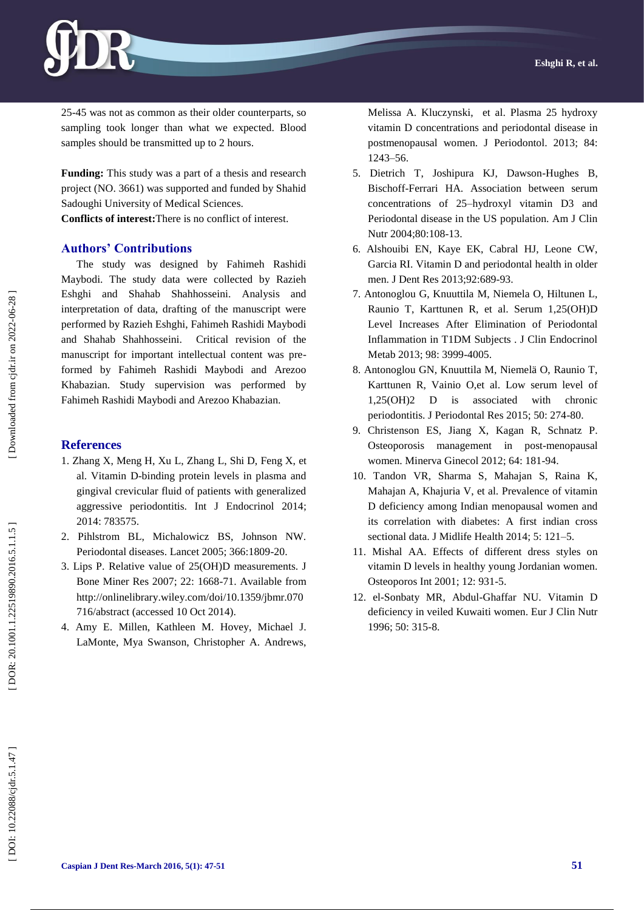25-45 was not as common as their older counterparts, so sampling took longer than what we expected. Blood samples should be transmitted up to 2 hours.

**Funding:** This study was a part of a thesis and research project (NO. 3661) was supported and funded by Shahid Sadoughi University of Medical Sciences.

**Conflicts of interest:**There is no conflict of interest.

## Authors' Contributions

The study was designed by Fahimeh Rashidi Maybodi. The study data were collected by Razieh Eshghi and Shahab Shahhosseini. Analysis and interpretation of data, drafting of the manuscript were performed by Razieh Eshghi, Fahimeh Rashidi Maybodi and Shahab Shahhosseini. Critical revision of the manuscript for important intellectual content was pre-formed by Fahimeh Rashidi Maybodi and Arezoo Khabazian. Study supervision was performed by Fahimeh Rashidi Maybodi and Arezoo Khabazian.

## References

1. Zhang X, Meng H, Xu L, Zhang L, Shi D, Feng X, et al. Vitamin D-binding protein levels in plasma and gingival crevicular fluid of patients with generalized aggressive periodontitis. Int J Endocrinol 2014; 2014: 783575.
2. Pihlstrom BL, Michalowicz BS, Johnson NW. Periodontal diseases. Lancet 2005; 366:1809-20.
3. Lips P. Relative value of 25(OH)D measurements. J Bone Miner Res 2007; 22: 1668-71. Available from http://onlinelibrary.wiley.com/doi/10.1359/jbmr.070716/abstract (accessed 10 Oct 2014).
4. Amy E. Millen, Kathleen M. Hovey, Michael J. LaMonte, Mya Swanson, Christopher A. Andrews, Melissa A. Kluczynski, et al. Plasma 25 hydroxy vitamin D concentrations and periodontal disease in postmenopausal women. J Periodontol. 2013; 84: 1243–56.
5. Dietrich T, Joshipura KJ, Dawson-Hughes B, Bischoff-Ferrari HA. Association between serum concentrations of 25–hydroxyl vitamin D3 and Periodontal disease in the US population. Am J Clin Nutr 2004;80:108-13.
6. Alshouibi EN, Kaye EK, Cabral HJ, Leone CW, Garcia RI. Vitamin D and periodontal health in older men. J Dent Res 2013;92:689-93.
7. Antonoglou G, Knuuttila M, Niemela O, Hiltunen L, Raunio T, Karttunen R, et al. Serum 1,25(OH)D Level Increases After Elimination of Periodontal Inflammation in T1DM Subjects . J Clin Endocrinol Metab 2013; 98: 3999-4005.
8. Antonoglou GN, Knuuttila M, Niemelä O, Raunio T, Karttunen R, Vainio O,et al. Low serum level of 1,25(OH)2 D is associated with chronic periodontitis. J Periodontal Res 2015; 50: 274-80.
9. Christenson ES, Jiang X, Kagan R, Schnatz P. Osteoporosis management in post-menopausal women. Minerva Ginecol 2012; 64: 181-94.
10. Tandon VR, Sharma S, Mahajan S, Raina K, Mahajan A, Khajuria V, et al. Prevalence of vitamin D deficiency among Indian menopausal women and its correlation with diabetes: A first indian cross sectional data. J Midlife Health 2014; 5: 121–5.
11. Mishal AA. Effects of different dress styles on vitamin D levels in healthy young Jordanian women. Osteoporos Int 2001; 12: 931-5.
12. el-Sonbaty MR, Abdul-Ghaffar NU. Vitamin D deficiency in veiled Kuwaiti women. Eur J Clin Nutr 1996; 50: 315-8.